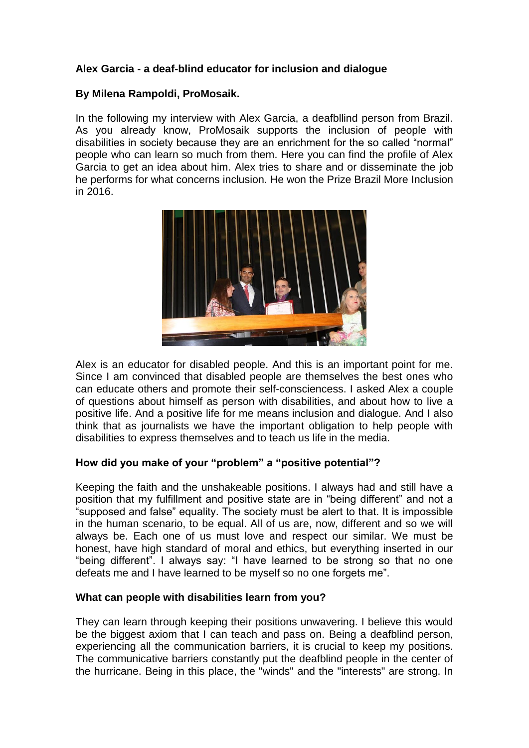**Alex Garcia - a deaf-blind educator for inclusion and dialogue**

**By Milena Rampoldi, ProMosaik.**

In the following my interview with Alex Garcia, a deafbllind person from Brazil. As you already know, ProMosaik supports the inclusion of people with disabilities in society because they are an enrichment for the so called “normal” people who can learn so much from them. Here you can find the profile of Alex Garcia to get an idea about him. Alex tries to share and or disseminate the job he performs for what concerns inclusion. He won the Prize Brazil More Inclusion in 2016.

Alex is an educator for disabled people. And this is an important point for me. Since I am convinced that disabled people are themselves the best ones who can educate others and promote their self-consciencess. I asked Alex a couple of questions about himself as person with disabilities, and about how to live a positive life. And a positive life for me means inclusion and dialogue. And I also think that as journalists we have the important obligation to help people with disabilities to express themselves and to teach us life in the media.

**How did you make of your “problem” a “positive potential”?**

Keeping the faith and the unshakeable positions. I always had and still have a position that my fulfillment and positive state are in “being different” and not a “supposed and false” equality. The society must be alert to that. It is impossible in the human scenario, to be equal. All of us are, now, different and so we will always be. Each one of us must love and respect our similar. We must be honest, have high standard of moral and ethics, but everything inserted in our “being different”. I always say: “I have learned to be strong so that no one defeats me and I have learned to be myself so no one forgets me”.

**What can people with disabilities learn from you?**

They can learn through keeping their positions unwavering. I believe this would be the biggest axiom that I can teach and pass on. Being a deafblind person, experiencing all the communication barriers, it is crucial to keep my positions. The communicative barriers constantly put the deafblind people in the center of the hurricane. Being in this place, the "winds" and the "interests" are strong. In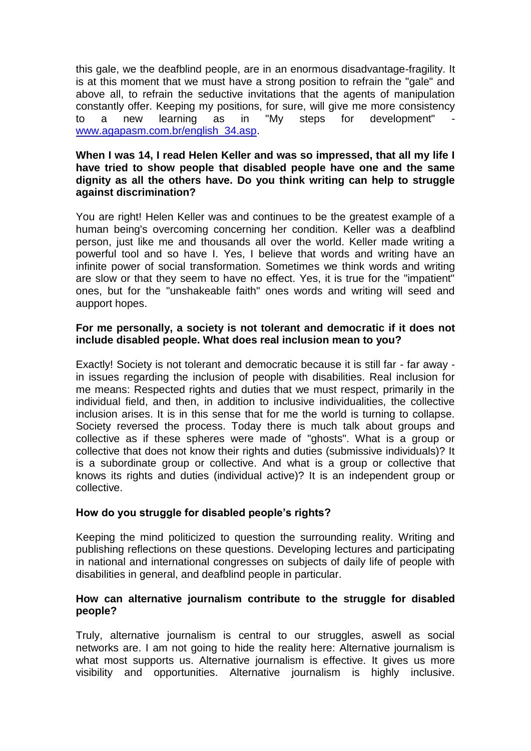this gale, we the deafblind people, are in an enormous disadvantage-fragility. It is at this moment that we must have a strong position to refrain the "gale" and above all, to refrain the seductive invitations that the agents of manipulation constantly offer. Keeping my positions, for sure, will give me more consistency to a new learning as in "My steps for development" - [www.agapasm.com.br/english_34.asp](www.agapasm.com.br/english_34.asp).

**When I was 14, I read Helen Keller and was so impressed, that all my life I have tried to show people that disabled people have one and the same dignity as all the others have. Do you think writing can help to struggle against discrimination?**

You are right! Helen Keller was and continues to be the greatest example of a human being's overcoming concerning her condition. Keller was a deafblind person, just like me and thousands all over the world. Keller made writing a powerful tool and so have I. Yes, I believe that words and writing have an infinite power of social transformation. Sometimes we think words and writing are slow or that they seem to have no effect. Yes, it is true for the "impatient" ones, but for the "unshakeable faith" ones words and writing will seed and aupport hopes.

**For me personally, a society is not tolerant and democratic if it does not include disabled people. What does real inclusion mean to you?**

Exactly! Society is not tolerant and democratic because it is still far - far away - in issues regarding the inclusion of people with disabilities. Real inclusion for me means: Respected rights and duties that we must respect, primarily in the individual field, and then, in addition to inclusive individualities, the collective inclusion arises. It is in this sense that for me the world is turning to collapse. Society reversed the process. Today there is much talk about groups and collective as if these spheres were made of "ghosts". What is a group or collective that does not know their rights and duties (submissive individuals)? It is a subordinate group or collective. And what is a group or collective that knows its rights and duties (individual active)? It is an independent group or collective.

**How do you struggle for disabled people's rights?**

Keeping the mind politicized to question the surrounding reality. Writing and publishing reflections on these questions. Developing lectures and participating in national and international congresses on subjects of daily life of people with disabilities in general, and deafblind people in particular.

**How can alternative journalism contribute to the struggle for disabled people?**

Truly, alternative journalism is central to our struggles, aswell as social networks are. I am not going to hide the reality here: Alternative journalism is what most supports us. Alternative journalism is effective. It gives us more visibility and opportunities. Alternative journalism is highly inclusive.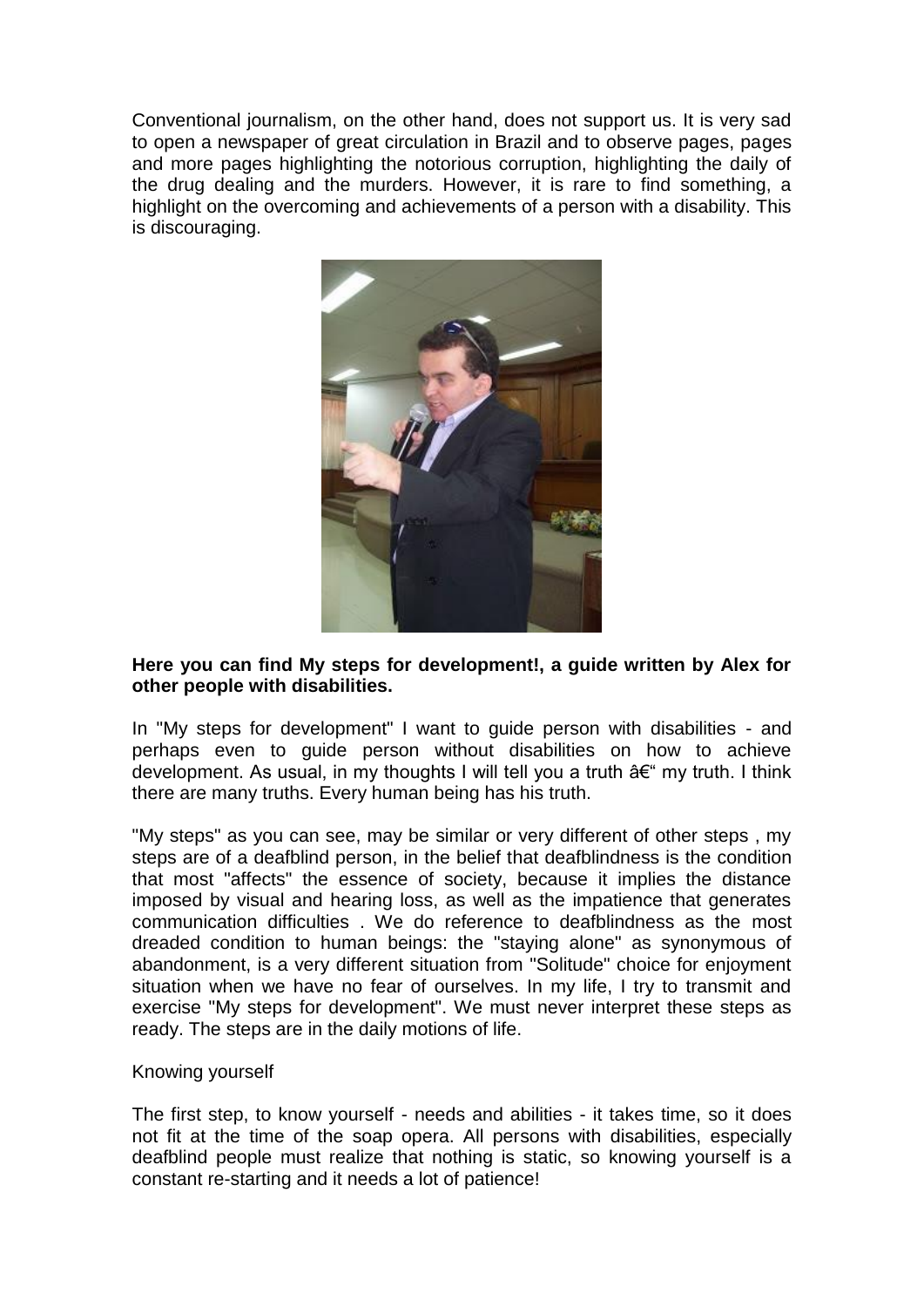Conventional journalism, on the other hand, does not support us. It is very sad to open a newspaper of great circulation in Brazil and to observe pages, pages and more pages highlighting the notorious corruption, highlighting the daily of the drug dealing and the murders. However, it is rare to find something, a highlight on the overcoming and achievements of a person with a disability. This is discouraging.

**Here you can find My steps for development!, a guide written by Alex for other people with disabilities.**

In "My steps for development" I want to guide person with disabilities - and perhaps even to guide person without disabilities on how to achieve development. As usual, in my thoughts I will tell you a truth â€“ my truth. I think there are many truths. Every human being has his truth.

"My steps" as you can see, may be similar or very different of other steps , my steps are of a deafblind person, in the belief that deafblindness is the condition that most "affects" the essence of society, because it implies the distance imposed by visual and hearing loss, as well as the impatience that generates communication difficulties . We do reference to deafblindness as the most dreaded condition to human beings: the "staying alone" as synonymous of abandonment, is a very different situation from "Solitude" choice for enjoyment situation when we have no fear of ourselves. In my life, I try to transmit and exercise "My steps for development". We must never interpret these steps as ready. The steps are in the daily motions of life.

Knowing yourself

The first step, to know yourself - needs and abilities - it takes time, so it does not fit at the time of the soap opera. All persons with disabilities, especially deafblind people must realize that nothing is static, so knowing yourself is a constant re-starting and it needs a lot of patience!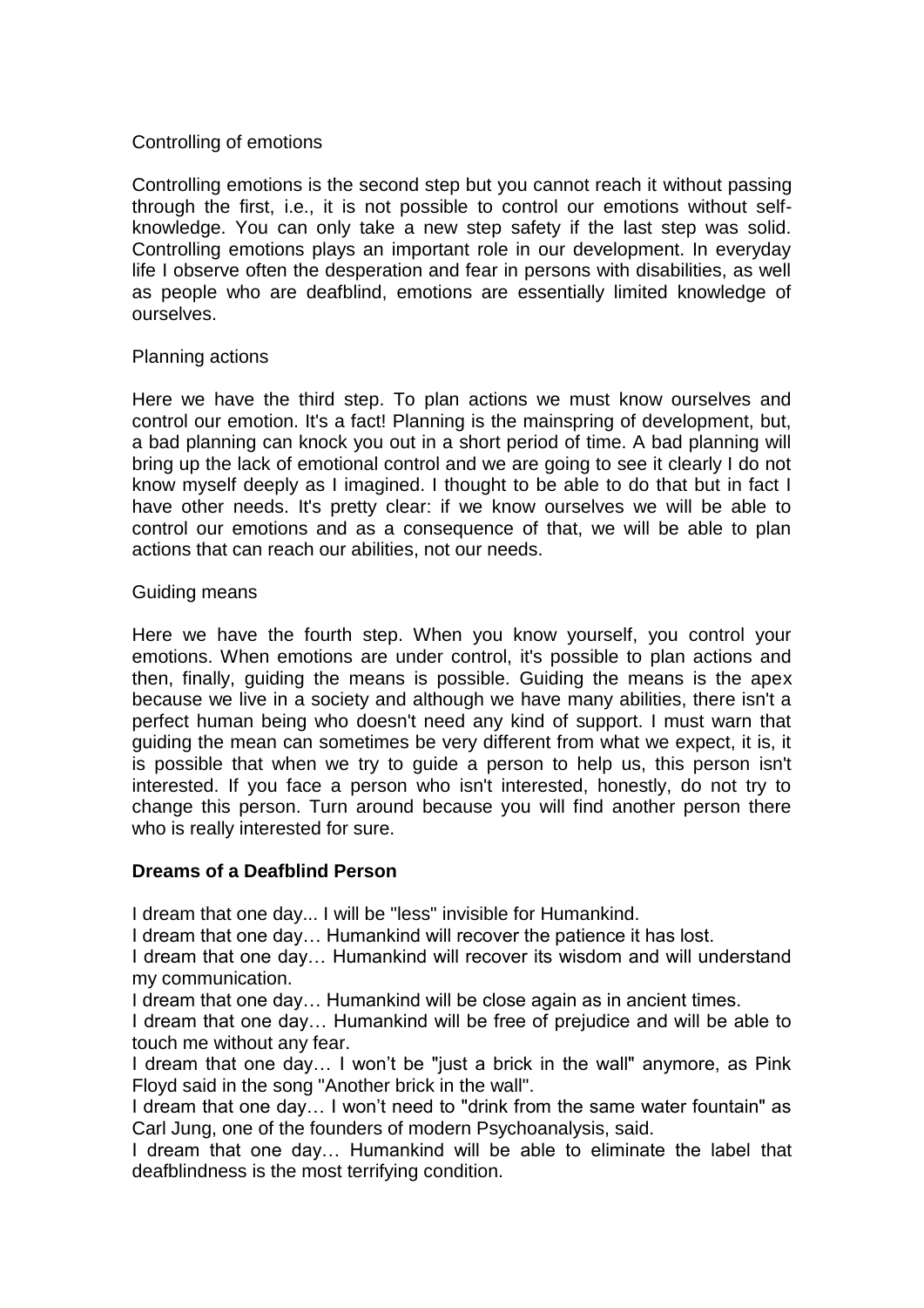Controlling of emotions

Controlling emotions is the second step but you cannot reach it without passing through the first, i.e., it is not possible to control our emotions without self-knowledge. You can only take a new step safety if the last step was solid. Controlling emotions plays an important role in our development. In everyday life I observe often the desperation and fear in persons with disabilities, as well as people who are deafblind, emotions are essentially limited knowledge of ourselves.

Planning actions

Here we have the third step. To plan actions we must know ourselves and control our emotion. It's a fact! Planning is the mainspring of development, but, a bad planning can knock you out in a short period of time. A bad planning will bring up the lack of emotional control and we are going to see it clearly I do not know myself deeply as I imagined. I thought to be able to do that but in fact I have other needs. It's pretty clear: if we know ourselves we will be able to control our emotions and as a consequence of that, we will be able to plan actions that can reach our abilities, not our needs.

Guiding means

Here we have the fourth step. When you know yourself, you control your emotions. When emotions are under control, it's possible to plan actions and then, finally, guiding the means is possible. Guiding the means is the apex because we live in a society and although we have many abilities, there isn't a perfect human being who doesn't need any kind of support. I must warn that guiding the mean can sometimes be very different from what we expect, it is, it is possible that when we try to guide a person to help us, this person isn't interested. If you face a person who isn't interested, honestly, do not try to change this person. Turn around because you will find another person there who is really interested for sure.

**Dreams of a Deafblind Person**

I dream that one day... I will be "less" invisible for Humankind.

I dream that one day… Humankind will recover the patience it has lost.

I dream that one day… Humankind will recover its wisdom and will understand my communication.

I dream that one day… Humankind will be close again as in ancient times.

I dream that one day… Humankind will be free of prejudice and will be able to touch me without any fear.

I dream that one day… I won't be "just a brick in the wall" anymore, as Pink Floyd said in the song "Another brick in the wall".

I dream that one day… I won't need to "drink from the same water fountain" as Carl Jung, one of the founders of modern Psychoanalysis, said.

I dream that one day… Humankind will be able to eliminate the label that deafblindness is the most terrifying condition.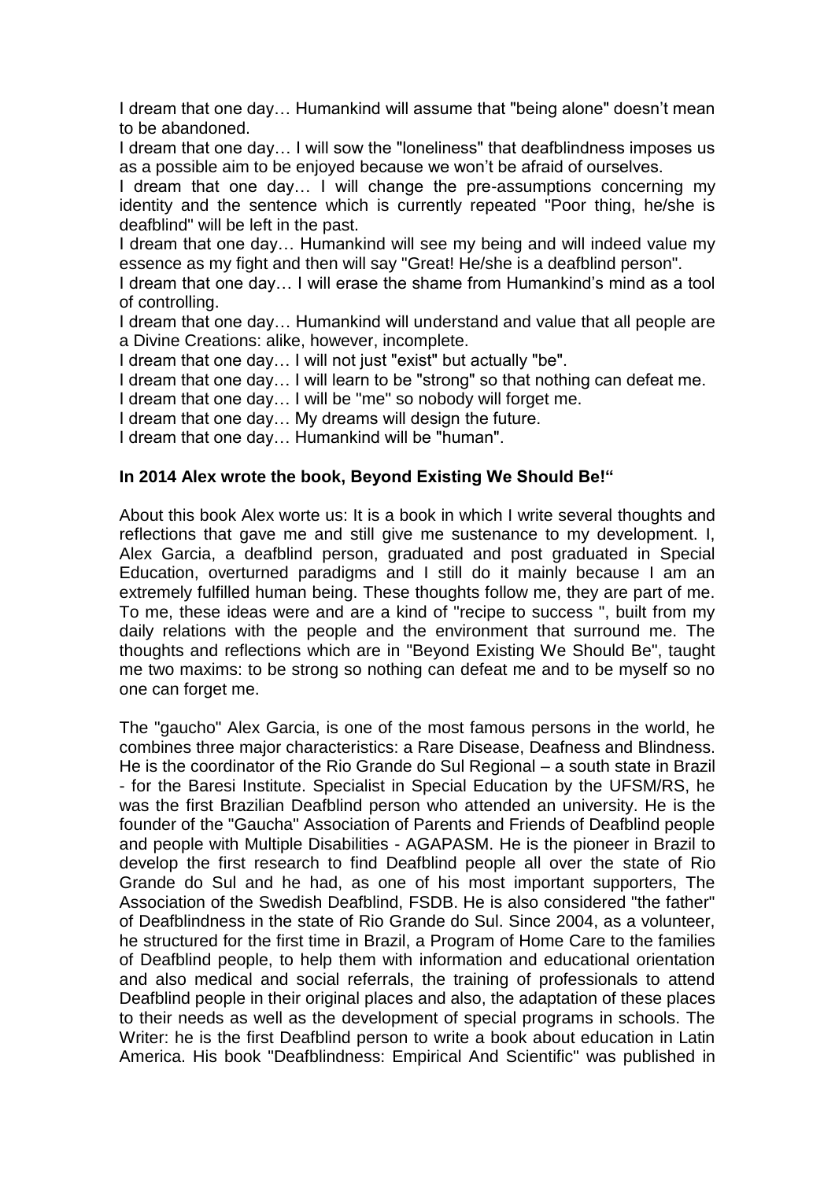I dream that one day… Humankind will assume that "being alone" doesn't mean to be abandoned.

I dream that one day… I will sow the "loneliness" that deafblindness imposes us as a possible aim to be enjoyed because we won't be afraid of ourselves.

I dream that one day… I will change the pre-assumptions concerning my identity and the sentence which is currently repeated "Poor thing, he/she is deafblind" will be left in the past.

I dream that one day… Humankind will see my being and will indeed value my essence as my fight and then will say "Great! He/she is a deafblind person".

I dream that one day… I will erase the shame from Humankind's mind as a tool of controlling.

I dream that one day… Humankind will understand and value that all people are a Divine Creations: alike, however, incomplete.

I dream that one day… I will not just "exist" but actually "be".

I dream that one day… I will learn to be "strong" so that nothing can defeat me.

I dream that one day… I will be "me" so nobody will forget me.

I dream that one day… My dreams will design the future.

I dream that one day… Humankind will be "human".

**In 2014 Alex wrote the book, Beyond Existing We Should Be!"**

About this book Alex worte us: It is a book in which I write several thoughts and reflections that gave me and still give me sustenance to my development. I, Alex Garcia, a deafblind person, graduated and post graduated in Special Education, overturned paradigms and I still do it mainly because I am an extremely fulfilled human being. These thoughts follow me, they are part of me. To me, these ideas were and are a kind of "recipe to success ", built from my daily relations with the people and the environment that surround me. The thoughts and reflections which are in "Beyond Existing We Should Be", taught me two maxims: to be strong so nothing can defeat me and to be myself so no one can forget me.

The "gaucho" Alex Garcia, is one of the most famous persons in the world, he combines three major characteristics: a Rare Disease, Deafness and Blindness. He is the coordinator of the Rio Grande do Sul Regional – a south state in Brazil - for the Baresi Institute. Specialist in Special Education by the UFSM/RS, he was the first Brazilian Deafblind person who attended an university. He is the founder of the "Gaucha" Association of Parents and Friends of Deafblind people and people with Multiple Disabilities - AGAPASM. He is the pioneer in Brazil to develop the first research to find Deafblind people all over the state of Rio Grande do Sul and he had, as one of his most important supporters, The Association of the Swedish Deafblind, FSDB. He is also considered "the father" of Deafblindness in the state of Rio Grande do Sul. Since 2004, as a volunteer, he structured for the first time in Brazil, a Program of Home Care to the families of Deafblind people, to help them with information and educational orientation and also medical and social referrals, the training of professionals to attend Deafblind people in their original places and also, the adaptation of these places to their needs as well as the development of special programs in schools. The Writer: he is the first Deafblind person to write a book about education in Latin America. His book "Deafblindness: Empirical And Scientific" was published in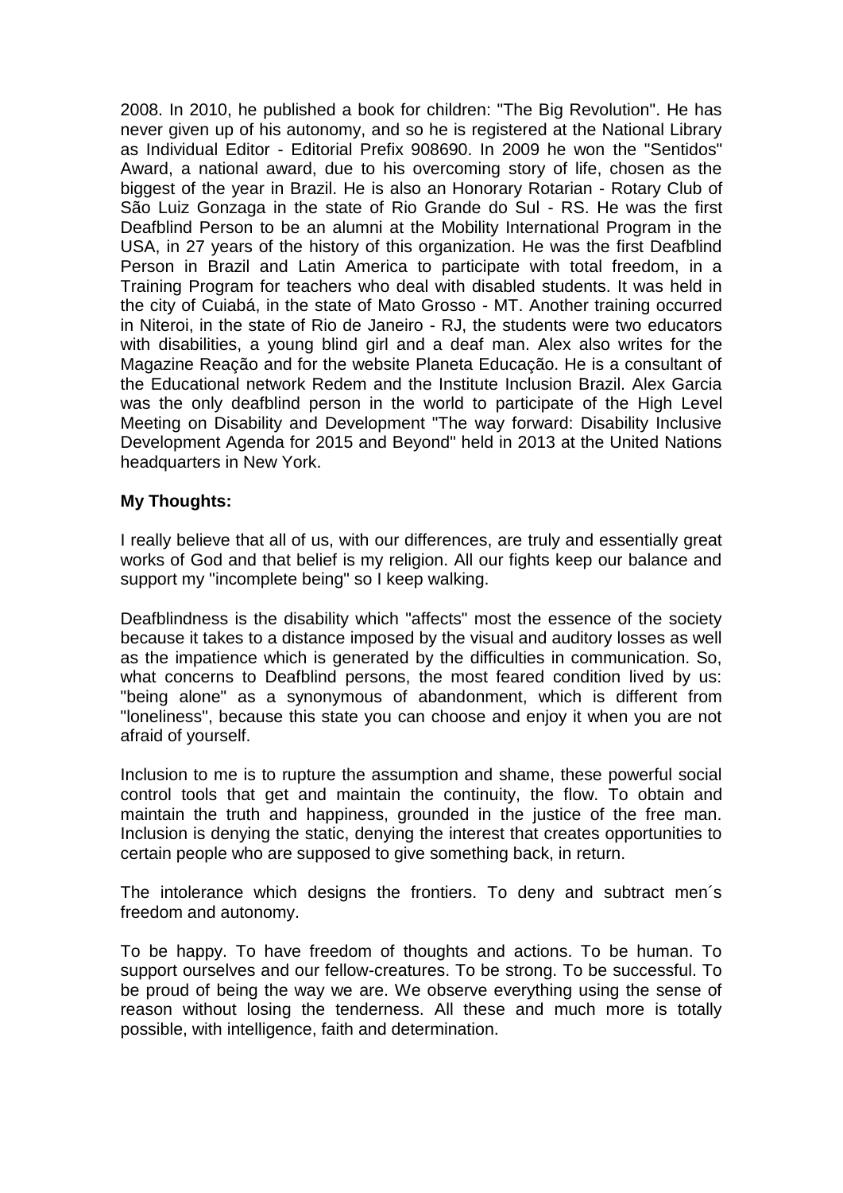2008. In 2010, he published a book for children: "The Big Revolution". He has never given up of his autonomy, and so he is registered at the National Library as Individual Editor - Editorial Prefix 908690. In 2009 he won the "Sentidos" Award, a national award, due to his overcoming story of life, chosen as the biggest of the year in Brazil. He is also an Honorary Rotarian - Rotary Club of São Luiz Gonzaga in the state of Rio Grande do Sul - RS. He was the first Deafblind Person to be an alumni at the Mobility International Program in the USA, in 27 years of the history of this organization. He was the first Deafblind Person in Brazil and Latin America to participate with total freedom, in a Training Program for teachers who deal with disabled students. It was held in the city of Cuiabá, in the state of Mato Grosso - MT. Another training occurred in Niteroi, in the state of Rio de Janeiro - RJ, the students were two educators with disabilities, a young blind girl and a deaf man. Alex also writes for the Magazine Reação and for the website Planeta Educação. He is a consultant of the Educational network Redem and the Institute Inclusion Brazil. Alex Garcia was the only deafblind person in the world to participate of the High Level Meeting on Disability and Development "The way forward: Disability Inclusive Development Agenda for 2015 and Beyond" held in 2013 at the United Nations headquarters in New York.

**My Thoughts:**

I really believe that all of us, with our differences, are truly and essentially great works of God and that belief is my religion. All our fights keep our balance and support my "incomplete being" so I keep walking.

Deafblindness is the disability which "affects" most the essence of the society because it takes to a distance imposed by the visual and auditory losses as well as the impatience which is generated by the difficulties in communication. So, what concerns to Deafblind persons, the most feared condition lived by us: "being alone" as a synonymous of abandonment, which is different from "loneliness", because this state you can choose and enjoy it when you are not afraid of yourself.

Inclusion to me is to rupture the assumption and shame, these powerful social control tools that get and maintain the continuity, the flow. To obtain and maintain the truth and happiness, grounded in the justice of the free man. Inclusion is denying the static, denying the interest that creates opportunities to certain people who are supposed to give something back, in return.

The intolerance which designs the frontiers. To deny and subtract men´s freedom and autonomy.

To be happy. To have freedom of thoughts and actions. To be human. To support ourselves and our fellow-creatures. To be strong. To be successful. To be proud of being the way we are. We observe everything using the sense of reason without losing the tenderness. All these and much more is totally possible, with intelligence, faith and determination.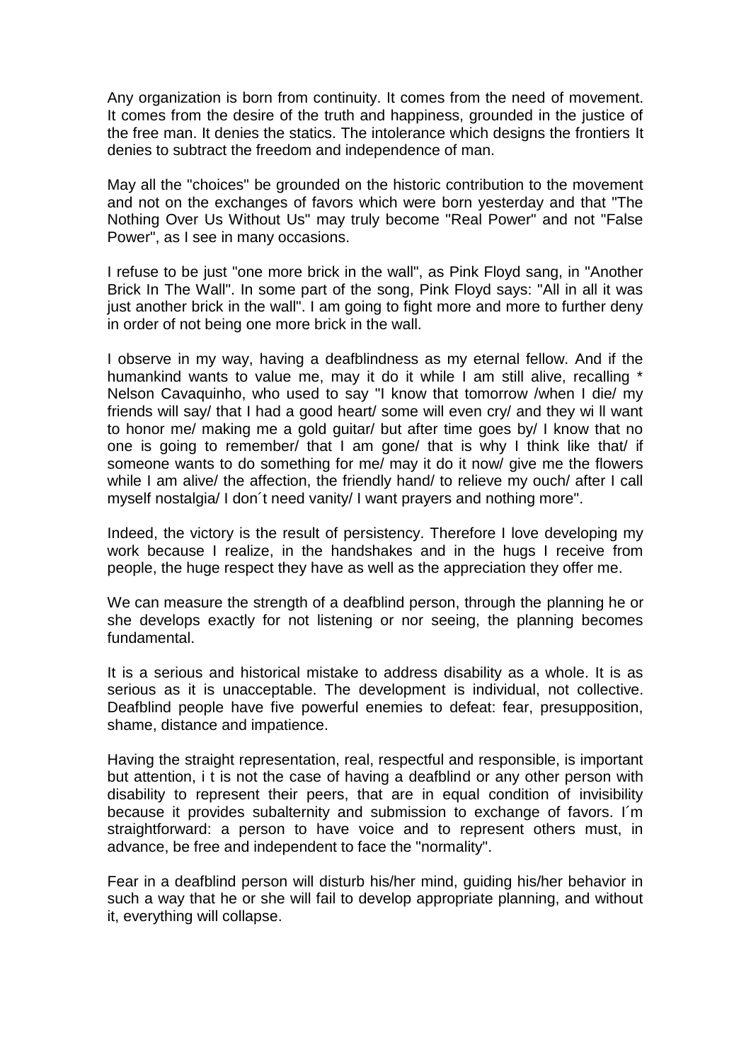Any organization is born from continuity. It comes from the need of movement. It comes from the desire of the truth and happiness, grounded in the justice of the free man. It denies the statics. The intolerance which designs the frontiers It denies to subtract the freedom and independence of man.

May all the "choices" be grounded on the historic contribution to the movement and not on the exchanges of favors which were born yesterday and that "The Nothing Over Us Without Us" may truly become "Real Power" and not "False Power", as I see in many occasions.

I refuse to be just "one more brick in the wall", as Pink Floyd sang, in "Another Brick In The Wall". In some part of the song, Pink Floyd says: "All in all it was just another brick in the wall". I am going to fight more and more to further deny in order of not being one more brick in the wall.

I observe in my way, having a deafblindness as my eternal fellow. And if the humankind wants to value me, may it do it while I am still alive, recalling * Nelson Cavaquinho, who used to say "I know that tomorrow /when I die/ my friends will say/ that I had a good heart/ some will even cry/ and they wi ll want to honor me/ making me a gold guitar/ but after time goes by/ I know that no one is going to remember/ that I am gone/ that is why I think like that/ if someone wants to do something for me/ may it do it now/ give me the flowers while I am alive/ the affection, the friendly hand/ to relieve my ouch/ after I call myself nostalgia/ I don´t need vanity/ I want prayers and nothing more".

Indeed, the victory is the result of persistency. Therefore I love developing my work because I realize, in the handshakes and in the hugs I receive from people, the huge respect they have as well as the appreciation they offer me.

We can measure the strength of a deafblind person, through the planning he or she develops exactly for not listening or nor seeing, the planning becomes fundamental.

It is a serious and historical mistake to address disability as a whole. It is as serious as it is unacceptable. The development is individual, not collective. Deafblind people have five powerful enemies to defeat: fear, presupposition, shame, distance and impatience.

Having the straight representation, real, respectful and responsible, is important but attention, i t is not the case of having a deafblind or any other person with disability to represent their peers, that are in equal condition of invisibility because it provides subalternity and submission to exchange of favors. I´m straightforward: a person to have voice and to represent others must, in advance, be free and independent to face the "normality".

Fear in a deafblind person will disturb his/her mind, guiding his/her behavior in such a way that he or she will fail to develop appropriate planning, and without it, everything will collapse.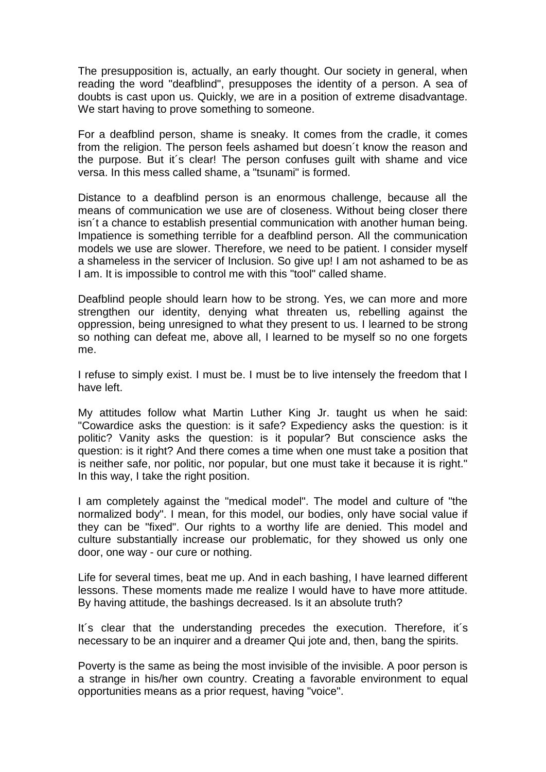The presupposition is, actually, an early thought. Our society in general, when reading the word "deafblind", presupposes the identity of a person. A sea of doubts is cast upon us. Quickly, we are in a position of extreme disadvantage. We start having to prove something to someone.

For a deafblind person, shame is sneaky. It comes from the cradle, it comes from the religion. The person feels ashamed but doesn´t know the reason and the purpose. But it´s clear! The person confuses guilt with shame and vice versa. In this mess called shame, a "tsunami" is formed.

Distance to a deafblind person is an enormous challenge, because all the means of communication we use are of closeness. Without being closer there isn´t a chance to establish presential communication with another human being. Impatience is something terrible for a deafblind person. All the communication models we use are slower. Therefore, we need to be patient. I consider myself a shameless in the servicer of Inclusion. So give up! I am not ashamed to be as I am. It is impossible to control me with this "tool" called shame.

Deafblind people should learn how to be strong. Yes, we can more and more strengthen our identity, denying what threaten us, rebelling against the oppression, being unresigned to what they present to us. I learned to be strong so nothing can defeat me, above all, I learned to be myself so no one forgets me.

I refuse to simply exist. I must be. I must be to live intensely the freedom that I have left.

My attitudes follow what Martin Luther King Jr. taught us when he said: "Cowardice asks the question: is it safe? Expediency asks the question: is it politic? Vanity asks the question: is it popular? But conscience asks the question: is it right? And there comes a time when one must take a position that is neither safe, nor politic, nor popular, but one must take it because it is right." In this way, I take the right position.

I am completely against the "medical model". The model and culture of "the normalized body". I mean, for this model, our bodies, only have social value if they can be "fixed". Our rights to a worthy life are denied. This model and culture substantially increase our problematic, for they showed us only one door, one way - our cure or nothing.

Life for several times, beat me up. And in each bashing, I have learned different lessons. These moments made me realize I would have to have more attitude. By having attitude, the bashings decreased. Is it an absolute truth?

It´s clear that the understanding precedes the execution. Therefore, it´s necessary to be an inquirer and a dreamer Qui jote and, then, bang the spirits.

Poverty is the same as being the most invisible of the invisible. A poor person is a strange in his/her own country. Creating a favorable environment to equal opportunities means as a prior request, having "voice".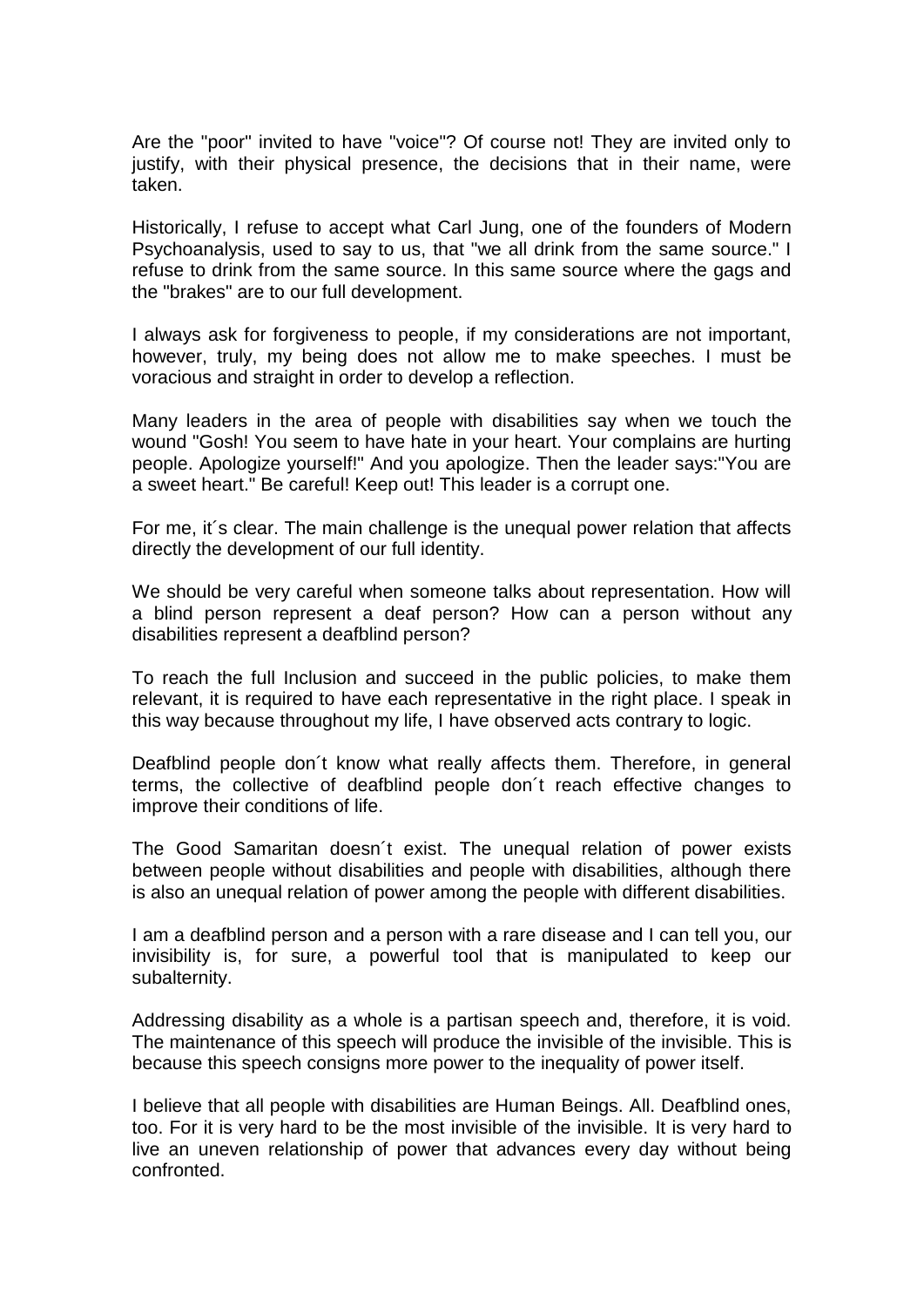Are the "poor" invited to have "voice"? Of course not! They are invited only to justify, with their physical presence, the decisions that in their name, were taken.

Historically, I refuse to accept what Carl Jung, one of the founders of Modern Psychoanalysis, used to say to us, that "we all drink from the same source." I refuse to drink from the same source. In this same source where the gags and the "brakes" are to our full development.

I always ask for forgiveness to people, if my considerations are not important, however, truly, my being does not allow me to make speeches. I must be voracious and straight in order to develop a reflection.

Many leaders in the area of people with disabilities say when we touch the wound "Gosh! You seem to have hate in your heart. Your complains are hurting people. Apologize yourself!" And you apologize. Then the leader says:"You are a sweet heart." Be careful! Keep out! This leader is a corrupt one.

For me, it´s clear. The main challenge is the unequal power relation that affects directly the development of our full identity.

We should be very careful when someone talks about representation. How will a blind person represent a deaf person? How can a person without any disabilities represent a deafblind person?

To reach the full Inclusion and succeed in the public policies, to make them relevant, it is required to have each representative in the right place. I speak in this way because throughout my life, I have observed acts contrary to logic.

Deafblind people don´t know what really affects them. Therefore, in general terms, the collective of deafblind people don´t reach effective changes to improve their conditions of life.

The Good Samaritan doesn´t exist. The unequal relation of power exists between people without disabilities and people with disabilities, although there is also an unequal relation of power among the people with different disabilities.

I am a deafblind person and a person with a rare disease and I can tell you, our invisibility is, for sure, a powerful tool that is manipulated to keep our subalternity.

Addressing disability as a whole is a partisan speech and, therefore, it is void. The maintenance of this speech will produce the invisible of the invisible. This is because this speech consigns more power to the inequality of power itself.

I believe that all people with disabilities are Human Beings. All. Deafblind ones, too. For it is very hard to be the most invisible of the invisible. It is very hard to live an uneven relationship of power that advances every day without being confronted.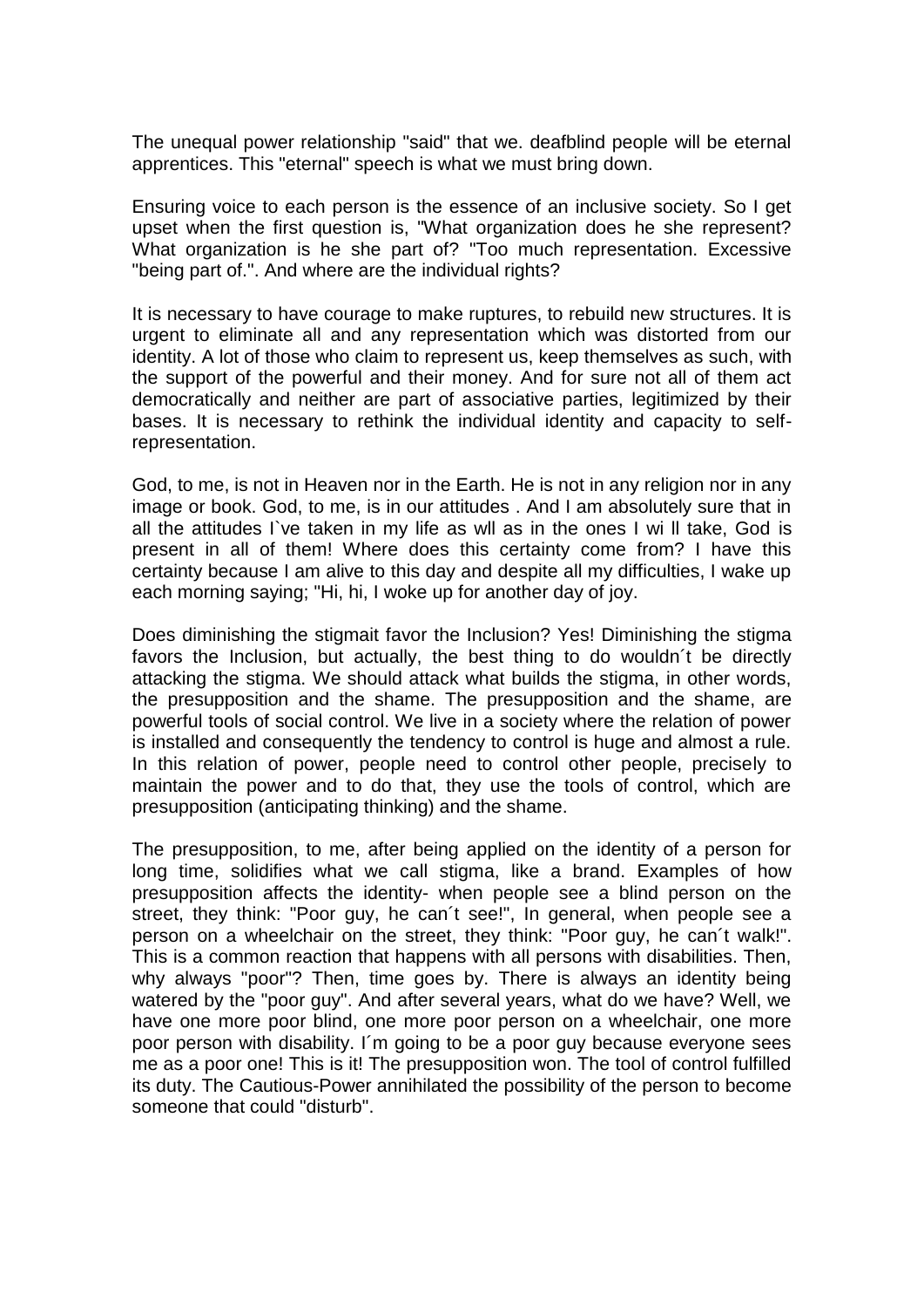The unequal power relationship "said" that we. deafblind people will be eternal apprentices. This "eternal" speech is what we must bring down.

Ensuring voice to each person is the essence of an inclusive society. So I get upset when the first question is, "What organization does he she represent? What organization is he she part of? "Too much representation. Excessive "being part of.". And where are the individual rights?

It is necessary to have courage to make ruptures, to rebuild new structures. It is urgent to eliminate all and any representation which was distorted from our identity. A lot of those who claim to represent us, keep themselves as such, with the support of the powerful and their money. And for sure not all of them act democratically and neither are part of associative parties, legitimized by their bases. It is necessary to rethink the individual identity and capacity to self-representation.

God, to me, is not in Heaven nor in the Earth. He is not in any religion nor in any image or book. God, to me, is in our attitudes . And I am absolutely sure that in all the attitudes I`ve taken in my life as wll as in the ones I wi ll take, God is present in all of them! Where does this certainty come from? I have this certainty because I am alive to this day and despite all my difficulties, I wake up each morning saying; "Hi, hi, I woke up for another day of joy.

Does diminishing the stigmait favor the Inclusion? Yes! Diminishing the stigma favors the Inclusion, but actually, the best thing to do wouldn´t be directly attacking the stigma. We should attack what builds the stigma, in other words, the presupposition and the shame. The presupposition and the shame, are powerful tools of social control. We live in a society where the relation of power is installed and consequently the tendency to control is huge and almost a rule. In this relation of power, people need to control other people, precisely to maintain the power and to do that, they use the tools of control, which are presupposition (anticipating thinking) and the shame.

The presupposition, to me, after being applied on the identity of a person for long time, solidifies what we call stigma, like a brand. Examples of how presupposition affects the identity- when people see a blind person on the street, they think: "Poor guy, he can´t see!", In general, when people see a person on a wheelchair on the street, they think: "Poor guy, he can´t walk!". This is a common reaction that happens with all persons with disabilities. Then, why always "poor"? Then, time goes by. There is always an identity being watered by the "poor guy". And after several years, what do we have? Well, we have one more poor blind, one more poor person on a wheelchair, one more poor person with disability. I´m going to be a poor guy because everyone sees me as a poor one! This is it! The presupposition won. The tool of control fulfilled its duty. The Cautious-Power annihilated the possibility of the person to become someone that could "disturb".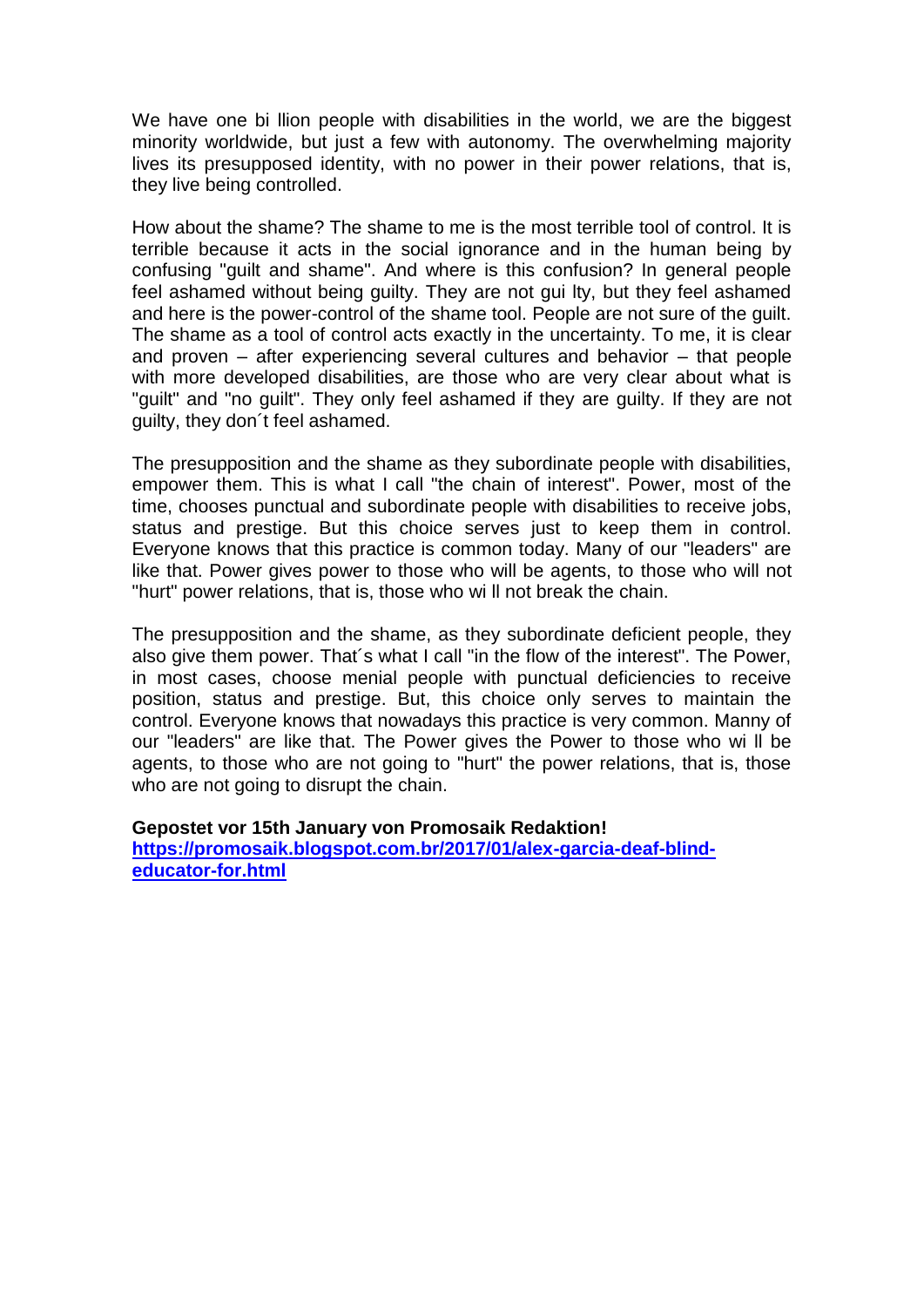We have one bi llion people with disabilities in the world, we are the biggest minority worldwide, but just a few with autonomy. The overwhelming majority lives its presupposed identity, with no power in their power relations, that is, they live being controlled.

How about the shame? The shame to me is the most terrible tool of control. It is terrible because it acts in the social ignorance and in the human being by confusing "guilt and shame". And where is this confusion? In general people feel ashamed without being guilty. They are not gui lty, but they feel ashamed and here is the power-control of the shame tool. People are not sure of the guilt. The shame as a tool of control acts exactly in the uncertainty. To me, it is clear and proven – after experiencing several cultures and behavior – that people with more developed disabilities, are those who are very clear about what is "guilt" and "no guilt". They only feel ashamed if they are guilty. If they are not guilty, they don´t feel ashamed.

The presupposition and the shame as they subordinate people with disabilities, empower them. This is what I call "the chain of interest". Power, most of the time, chooses punctual and subordinate people with disabilities to receive jobs, status and prestige. But this choice serves just to keep them in control. Everyone knows that this practice is common today. Many of our "leaders" are like that. Power gives power to those who will be agents, to those who will not "hurt" power relations, that is, those who wi ll not break the chain.

The presupposition and the shame, as they subordinate deficient people, they also give them power. That´s what I call "in the flow of the interest". The Power, in most cases, choose menial people with punctual deficiencies to receive position, status and prestige. But, this choice only serves to maintain the control. Everyone knows that nowadays this practice is very common. Manny of our "leaders" are like that. The Power gives the Power to those who wi ll be agents, to those who are not going to "hurt" the power relations, that is, those who are not going to disrupt the chain.

**Gepostet vor 15th January von Promosaik Redaktion!**
**[https://promosaik.blogspot.com.br/2017/01/alex-garcia-deaf-blind-educator-for.html](https://promosaik.blogspot.com.br/2017/01/alex-garcia-deaf-blind-educator-for.html)**